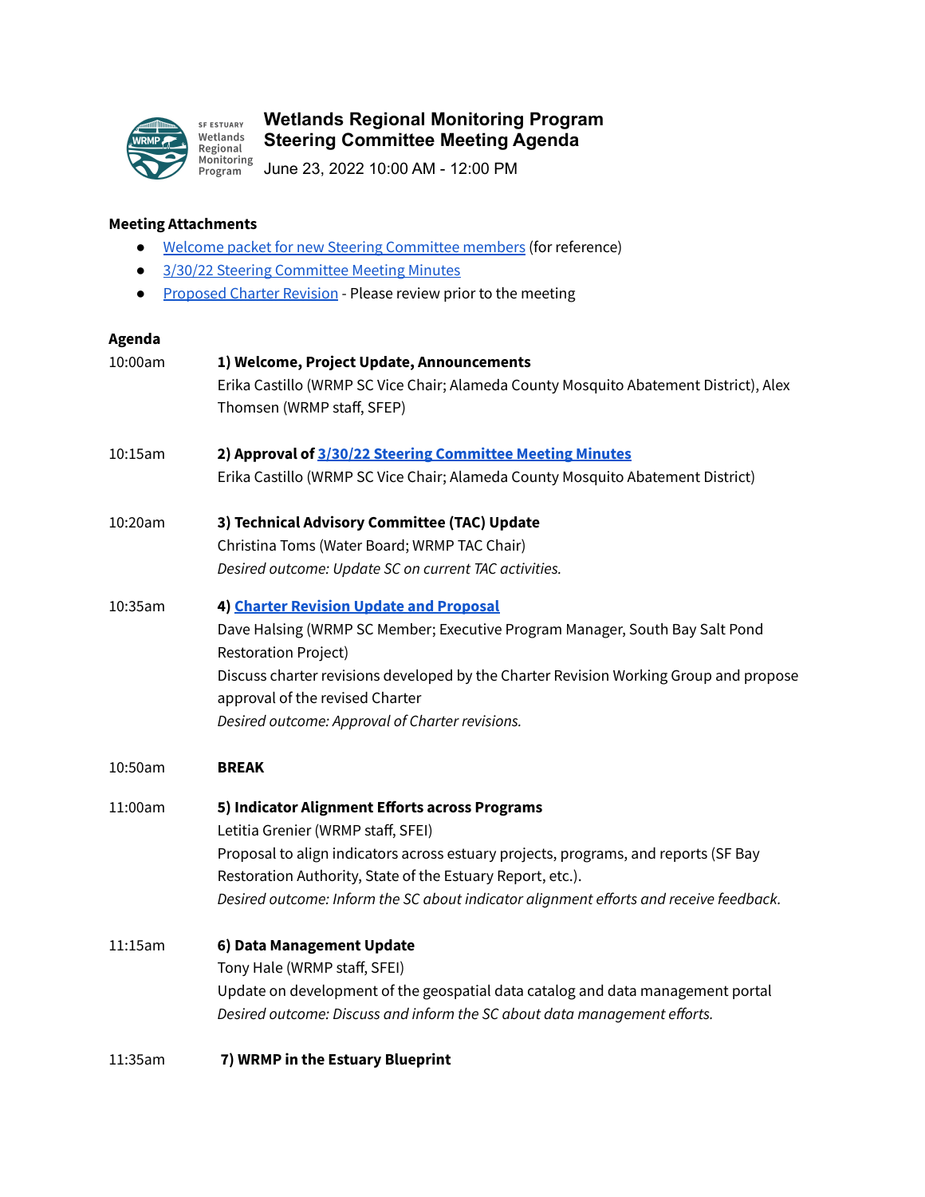# Wetlands Regional Monitoring Program
# Steering Committee Meeting Agenda

June 23, 2022 10:00 AM - 12:00 PM

**Meeting Attachments**

- Welcome packet for new Steering Committee members (for reference)
- 3/30/22 Steering Committee Meeting Minutes
- Proposed Charter Revision - Please review prior to the meeting

**Agenda**

10:00am **1) Welcome, Project Update, Announcements**
Erika Castillo (WRMP SC Vice Chair; Alameda County Mosquito Abatement District), Alex Thomsen (WRMP staff, SFEP)

10:15am **2) Approval of 3/30/22 Steering Committee Meeting Minutes**
Erika Castillo (WRMP SC Vice Chair; Alameda County Mosquito Abatement District)

10:20am **3) Technical Advisory Committee (TAC) Update**
Christina Toms (Water Board; WRMP TAC Chair)
*Desired outcome: Update SC on current TAC activities.*

10:35am **4) Charter Revision Update and Proposal**
Dave Halsing (WRMP SC Member; Executive Program Manager, South Bay Salt Pond Restoration Project)
Discuss charter revisions developed by the Charter Revision Working Group and propose approval of the revised Charter
*Desired outcome: Approval of Charter revisions.*

10:50am **BREAK**

11:00am **5) Indicator Alignment Efforts across Programs**
Letitia Grenier (WRMP staff, SFEI)
Proposal to align indicators across estuary projects, programs, and reports (SF Bay Restoration Authority, State of the Estuary Report, etc.).
*Desired outcome: Inform the SC about indicator alignment efforts and receive feedback.*

11:15am **6) Data Management Update**
Tony Hale (WRMP staff, SFEI)
Update on development of the geospatial data catalog and data management portal
*Desired outcome: Discuss and inform the SC about data management efforts.*

11:35am **7) WRMP in the Estuary Blueprint**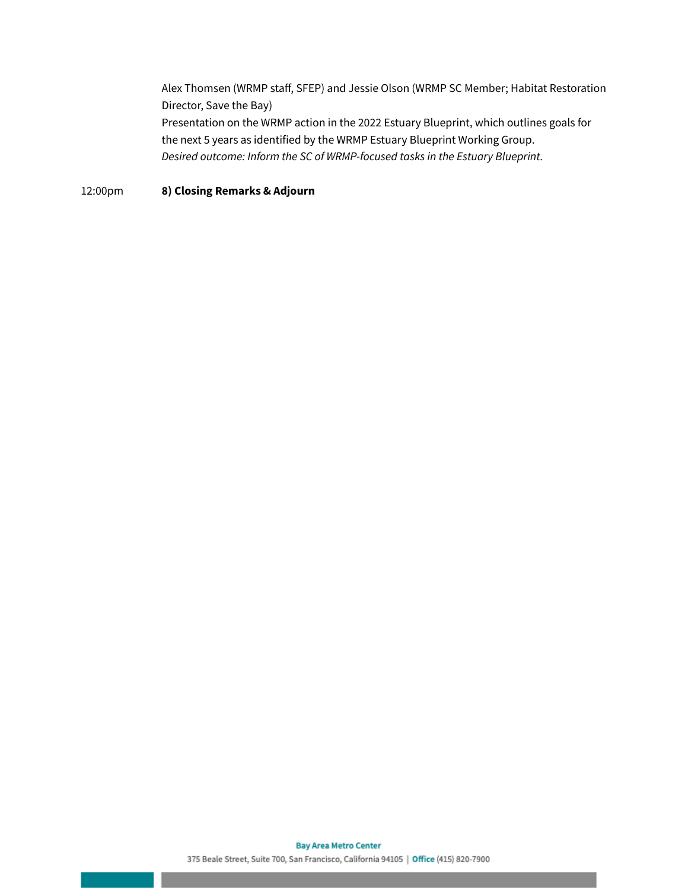Alex Thomsen (WRMP staff, SFEP) and Jessie Olson (WRMP SC Member; Habitat Restoration Director, Save the Bay)
Presentation on the WRMP action in the 2022 Estuary Blueprint, which outlines goals for the next 5 years as identified by the WRMP Estuary Blueprint Working Group.
*Desired outcome: Inform the SC of WRMP-focused tasks in the Estuary Blueprint.*

12:00pm **8) Closing Remarks & Adjourn**